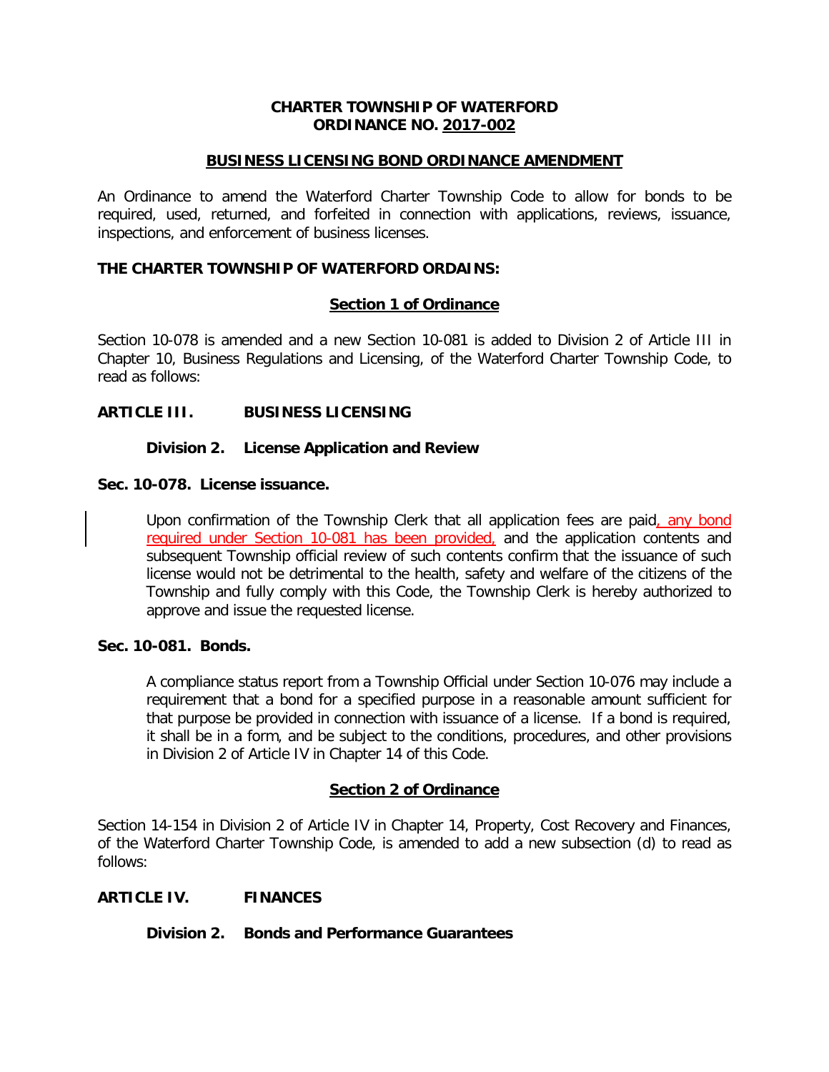**CHARTER TOWNSHIP OF WATERFORD**
**ORDINANCE NO. 2017-002**

**BUSINESS LICENSING BOND ORDINANCE AMENDMENT**

An Ordinance to amend the Waterford Charter Township Code to allow for bonds to be required, used, returned, and forfeited in connection with applications, reviews, issuance, inspections, and enforcement of business licenses.

**THE CHARTER TOWNSHIP OF WATERFORD ORDAINS:**

**Section 1 of Ordinance**

Section 10-078 is amended and a new Section 10-081 is added to Division 2 of Article III in Chapter 10, Business Regulations and Licensing, of the Waterford Charter Township Code, to read as follows:

**ARTICLE III. BUSINESS LICENSING**

**Division 2. License Application and Review**

**Sec. 10-078. License issuance.**

Upon confirmation of the Township Clerk that all application fees are paid, any bond required under Section 10-081 has been provided, and the application contents and subsequent Township official review of such contents confirm that the issuance of such license would not be detrimental to the health, safety and welfare of the citizens of the Township and fully comply with this Code, the Township Clerk is hereby authorized to approve and issue the requested license.

**Sec. 10-081. Bonds.**

A compliance status report from a Township Official under Section 10-076 may include a requirement that a bond for a specified purpose in a reasonable amount sufficient for that purpose be provided in connection with issuance of a license. If a bond is required, it shall be in a form, and be subject to the conditions, procedures, and other provisions in Division 2 of Article IV in Chapter 14 of this Code.

**Section 2 of Ordinance**

Section 14-154 in Division 2 of Article IV in Chapter 14, Property, Cost Recovery and Finances, of the Waterford Charter Township Code, is amended to add a new subsection (d) to read as follows:

**ARTICLE IV. FINANCES**

**Division 2. Bonds and Performance Guarantees**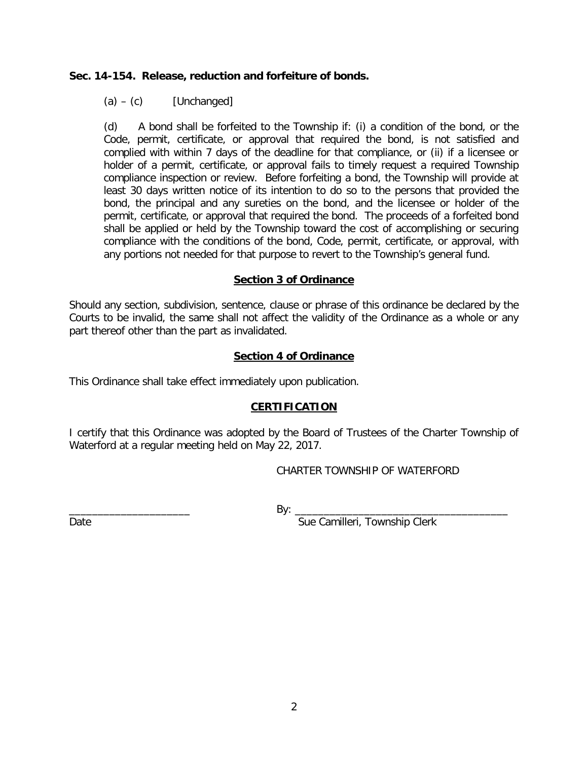**Sec. 14-154. Release, reduction and forfeiture of bonds.**

(a) – (c) [Unchanged]

(d) A bond shall be forfeited to the Township if: (i) a condition of the bond, or the Code, permit, certificate, or approval that required the bond, is not satisfied and complied with within 7 days of the deadline for that compliance, or (ii) if a licensee or holder of a permit, certificate, or approval fails to timely request a required Township compliance inspection or review. Before forfeiting a bond, the Township will provide at least 30 days written notice of its intention to do so to the persons that provided the bond, the principal and any sureties on the bond, and the licensee or holder of the permit, certificate, or approval that required the bond. The proceeds of a forfeited bond shall be applied or held by the Township toward the cost of accomplishing or securing compliance with the conditions of the bond, Code, permit, certificate, or approval, with any portions not needed for that purpose to revert to the Township's general fund.

## Section 3 of Ordinance

Should any section, subdivision, sentence, clause or phrase of this ordinance be declared by the Courts to be invalid, the same shall not affect the validity of the Ordinance as a whole or any part thereof other than the part as invalidated.

## Section 4 of Ordinance

This Ordinance shall take effect immediately upon publication.

## CERTIFICATION

I certify that this Ordinance was adopted by the Board of Trustees of the Charter Township of Waterford at a regular meeting held on May 22, 2017.

CHARTER TOWNSHIP OF WATERFORD

_____________________ By: ______________________________________

Date Sue Camilleri, Township Clerk